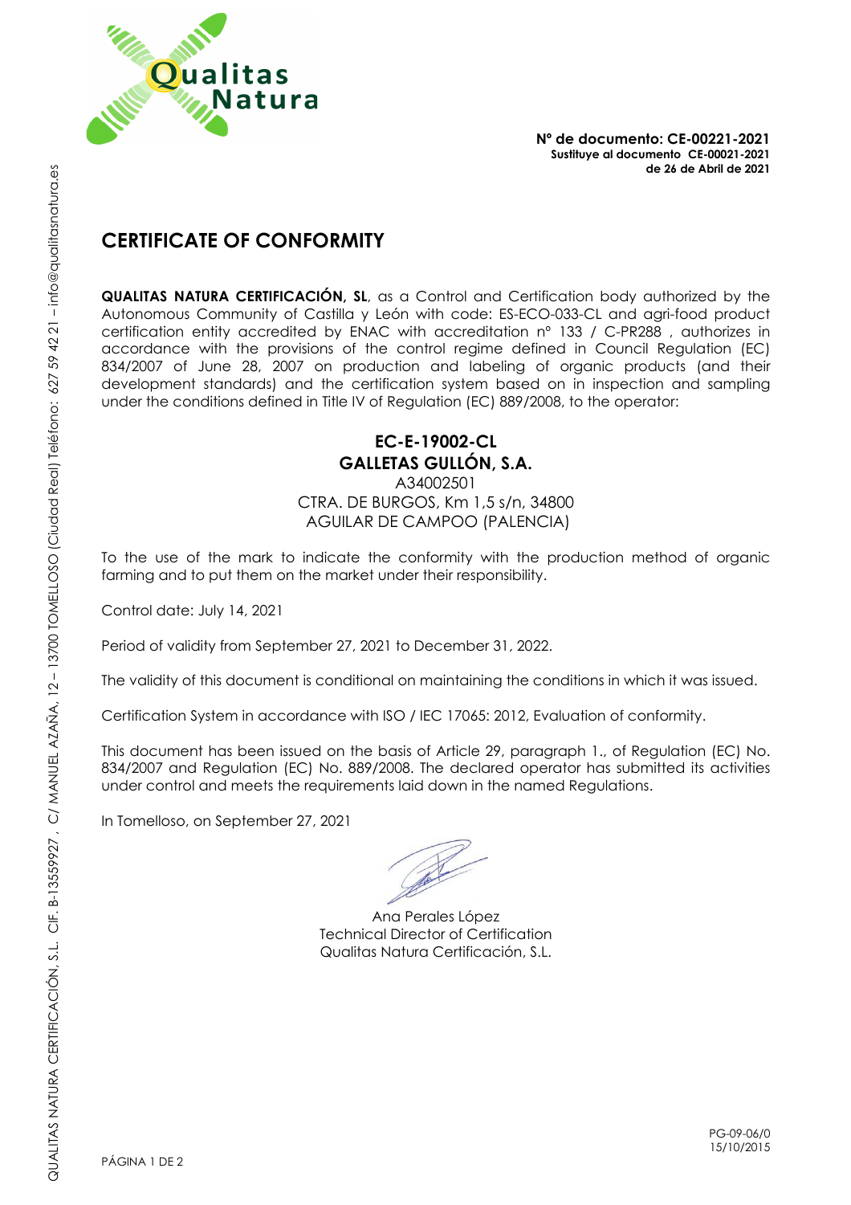**Nº de documento: CE-00221-2021**
**Sustituye al documento CE-00021-2021**
**de 26 de Abril de 2021**

# CERTIFICATE OF CONFORMITY

**QUALITAS NATURA CERTIFICACIÓN, SL**, as a Control and Certification body authorized by the Autonomous Community of Castilla y León with code: ES-ECO-033-CL and agri-food product certification entity accredited by ENAC with accreditation nº 133 / C-PR288 , authorizes in accordance with the provisions of the control regime defined in Council Regulation (EC) 834/2007 of June 28, 2007 on production and labeling of organic products (and their development standards) and the certification system based on in inspection and sampling under the conditions defined in Title IV of Regulation (EC) 889/2008, to the operator:

**EC-E-19002-CL**
**GALLETAS GULLÓN, S.A.**
A34002501
CTRA. DE BURGOS, Km 1,5 s/n, 34800
AGUILAR DE CAMPOO (PALENCIA)

To the use of the mark to indicate the conformity with the production method of organic farming and to put them on the market under their responsibility.

Control date: July 14, 2021

Period of validity from September 27, 2021 to December 31, 2022.

The validity of this document is conditional on maintaining the conditions in which it was issued.

Certification System in accordance with ISO / IEC 17065: 2012, Evaluation of conformity.

This document has been issued on the basis of Article 29, paragraph 1., of Regulation (EC) No. 834/2007 and Regulation (EC) No. 889/2008. The declared operator has submitted its activities under control and meets the requirements laid down in the named Regulations.

In Tomelloso, on September 27, 2021

Ana Perales López
Technical Director of Certification
Qualitas Natura Certificación, S.L.

QUALITAS NATURA CERTIFICACIÓN, S.L. CIF. B-13559927 , C/ MANUEL AZAÑA, 12 – 13700 TOMELLOSO (Ciudad Real) Teléfono: 627 59 42 21 – info@qualitasnatura.es

PG-09-06/0
15/10/2015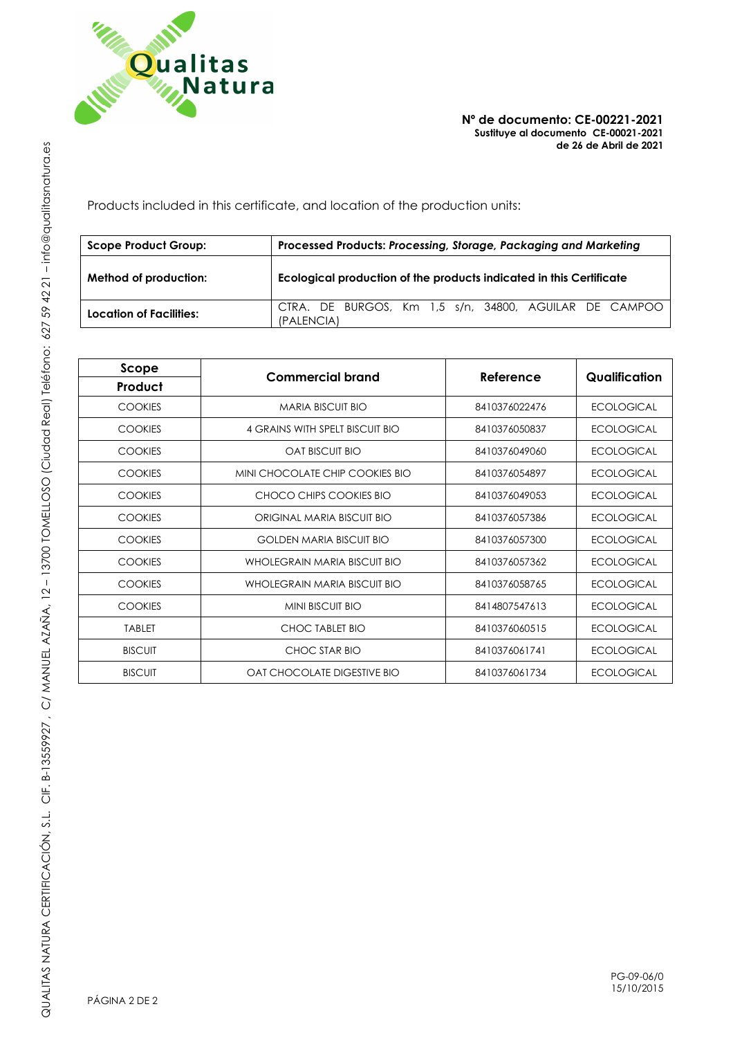**Nº de documento: CE-00221-2021**
**Sustituye al documento CE-00021-2021**
**de 26 de Abril de 2021**

Products included in this certificate, and location of the production units:

| | |
|---|---|
| **Scope Product Group:** | **Processed Products:** ***Processing, Storage, Packaging and Marketing*** |
| **Method of production:** | **Ecological production of the products indicated in this Certificate** |
| **Location of Facilities:** | CTRA. DE BURGOS, Km 1,5 s/n, 34800, AGUILAR DE CAMPOO (PALENCIA) |

| Scope Product | Commercial brand | Reference | Qualification |
|---|---|---|---|
| COOKIES | MARIA BISCUIT BIO | 8410376022476 | ECOLOGICAL |
| COOKIES | 4 GRAINS WITH SPELT BISCUIT BIO | 8410376050837 | ECOLOGICAL |
| COOKIES | OAT BISCUIT BIO | 8410376049060 | ECOLOGICAL |
| COOKIES | MINI CHOCOLATE CHIP COOKIES BIO | 8410376054897 | ECOLOGICAL |
| COOKIES | CHOCO CHIPS COOKIES BIO | 8410376049053 | ECOLOGICAL |
| COOKIES | ORIGINAL MARIA BISCUIT BIO | 8410376057386 | ECOLOGICAL |
| COOKIES | GOLDEN MARIA BISCUIT BIO | 8410376057300 | ECOLOGICAL |
| COOKIES | WHOLEGRAIN MARIA BISCUIT BIO | 8410376057362 | ECOLOGICAL |
| COOKIES | WHOLEGRAIN MARIA BISCUIT BIO | 8410376058765 | ECOLOGICAL |
| COOKIES | MINI BISCUIT BIO | 8414807547613 | ECOLOGICAL |
| TABLET | CHOC TABLET BIO | 8410376060515 | ECOLOGICAL |
| BISCUIT | CHOC STAR BIO | 8410376061741 | ECOLOGICAL |
| BISCUIT | OAT CHOCOLATE DIGESTIVE BIO | 8410376061734 | ECOLOGICAL |

QUALITAS NATURA CERTIFICACIÓN, S.L. CIF. B-13559927 , C/ MANUEL AZAÑA, 12 – 13700 TOMELLOSO (Ciudad Real) Teléfono: 627 59 42 21 – info@qualitasnatura.es

PG-09-06/0
15/10/2015